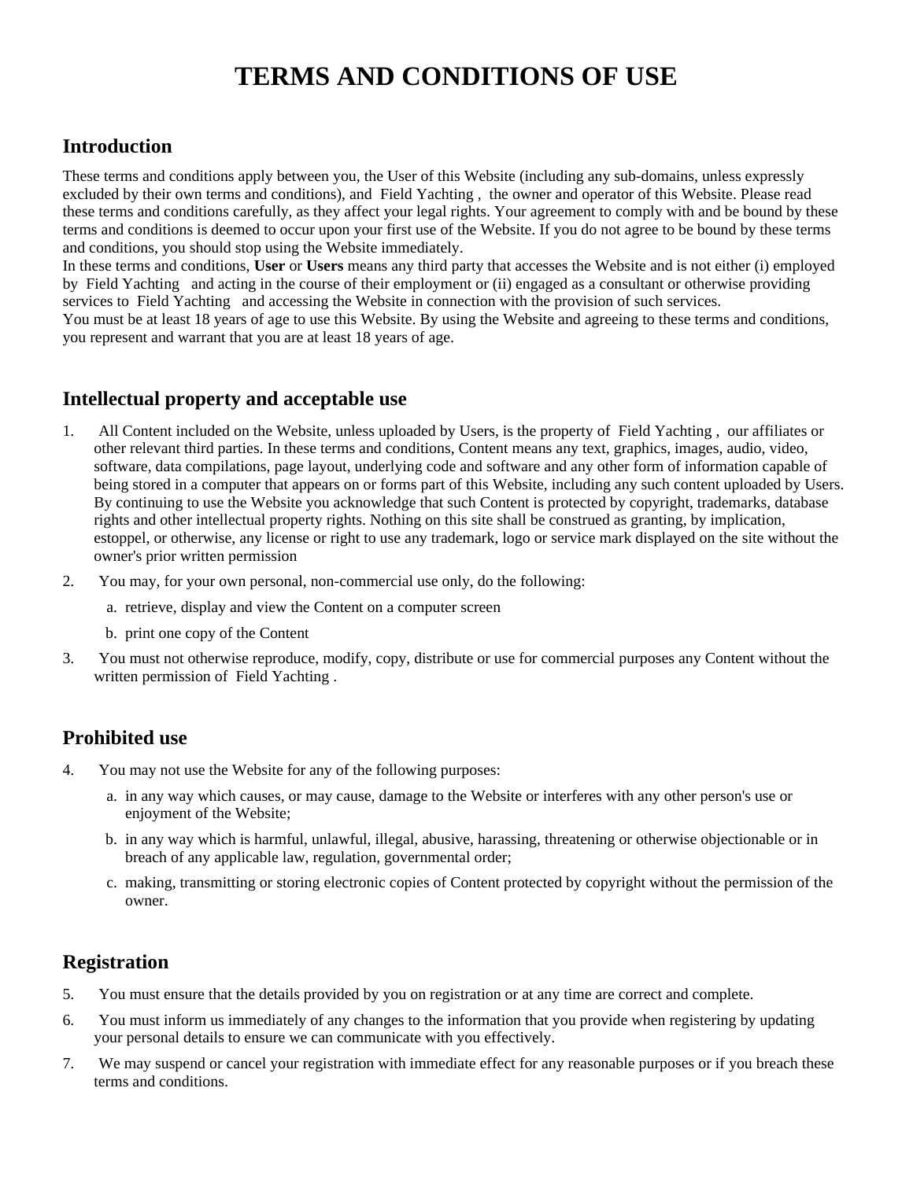# TERMS AND CONDITIONS OF USE

## Introduction

These terms and conditions apply between you, the User of this Website (including any sub-domains, unless expressly excluded by their own terms and conditions), and Field Yachting , the owner and operator of this Website. Please read these terms and conditions carefully, as they affect your legal rights. Your agreement to comply with and be bound by these terms and conditions is deemed to occur upon your first use of the Website. If you do not agree to be bound by these terms and conditions, you should stop using the Website immediately.
In these terms and conditions, **User** or **Users** means any third party that accesses the Website and is not either (i) employed by Field Yachting and acting in the course of their employment or (ii) engaged as a consultant or otherwise providing services to Field Yachting and accessing the Website in connection with the provision of such services.
You must be at least 18 years of age to use this Website. By using the Website and agreeing to these terms and conditions, you represent and warrant that you are at least 18 years of age.

## Intellectual property and acceptable use

1. All Content included on the Website, unless uploaded by Users, is the property of Field Yachting , our affiliates or other relevant third parties. In these terms and conditions, Content means any text, graphics, images, audio, video, software, data compilations, page layout, underlying code and software and any other form of information capable of being stored in a computer that appears on or forms part of this Website, including any such content uploaded by Users. By continuing to use the Website you acknowledge that such Content is protected by copyright, trademarks, database rights and other intellectual property rights. Nothing on this site shall be construed as granting, by implication, estoppel, or otherwise, any license or right to use any trademark, logo or service mark displayed on the site without the owner's prior written permission
2. You may, for your own personal, non-commercial use only, do the following:
   a. retrieve, display and view the Content on a computer screen
   b. print one copy of the Content
3. You must not otherwise reproduce, modify, copy, distribute or use for commercial purposes any Content without the written permission of Field Yachting .

## Prohibited use

4. You may not use the Website for any of the following purposes:
   a. in any way which causes, or may cause, damage to the Website or interferes with any other person's use or enjoyment of the Website;
   b. in any way which is harmful, unlawful, illegal, abusive, harassing, threatening or otherwise objectionable or in breach of any applicable law, regulation, governmental order;
   c. making, transmitting or storing electronic copies of Content protected by copyright without the permission of the owner.

## Registration

5. You must ensure that the details provided by you on registration or at any time are correct and complete.
6. You must inform us immediately of any changes to the information that you provide when registering by updating your personal details to ensure we can communicate with you effectively.
7. We may suspend or cancel your registration with immediate effect for any reasonable purposes or if you breach these terms and conditions.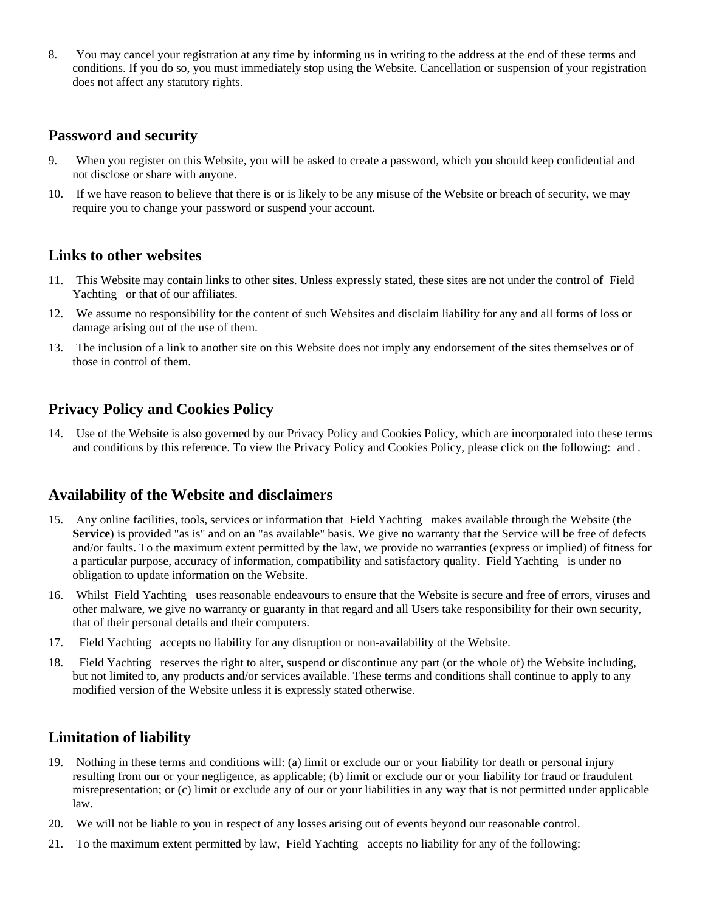8. You may cancel your registration at any time by informing us in writing to the address at the end of these terms and conditions. If you do so, you must immediately stop using the Website. Cancellation or suspension of your registration does not affect any statutory rights.

## Password and security

9. When you register on this Website, you will be asked to create a password, which you should keep confidential and not disclose or share with anyone.
10. If we have reason to believe that there is or is likely to be any misuse of the Website or breach of security, we may require you to change your password or suspend your account.

## Links to other websites

11. This Website may contain links to other sites. Unless expressly stated, these sites are not under the control of Field Yachting or that of our affiliates.
12. We assume no responsibility for the content of such Websites and disclaim liability for any and all forms of loss or damage arising out of the use of them.
13. The inclusion of a link to another site on this Website does not imply any endorsement of the sites themselves or of those in control of them.

## Privacy Policy and Cookies Policy

14. Use of the Website is also governed by our Privacy Policy and Cookies Policy, which are incorporated into these terms and conditions by this reference. To view the Privacy Policy and Cookies Policy, please click on the following: and .

## Availability of the Website and disclaimers

15. Any online facilities, tools, services or information that Field Yachting makes available through the Website (the **Service**) is provided "as is" and on an "as available" basis. We give no warranty that the Service will be free of defects and/or faults. To the maximum extent permitted by the law, we provide no warranties (express or implied) of fitness for a particular purpose, accuracy of information, compatibility and satisfactory quality. Field Yachting is under no obligation to update information on the Website.
16. Whilst Field Yachting uses reasonable endeavours to ensure that the Website is secure and free of errors, viruses and other malware, we give no warranty or guaranty in that regard and all Users take responsibility for their own security, that of their personal details and their computers.
17. Field Yachting accepts no liability for any disruption or non-availability of the Website.
18. Field Yachting reserves the right to alter, suspend or discontinue any part (or the whole of) the Website including, but not limited to, any products and/or services available. These terms and conditions shall continue to apply to any modified version of the Website unless it is expressly stated otherwise.

## Limitation of liability

19. Nothing in these terms and conditions will: (a) limit or exclude our or your liability for death or personal injury resulting from our or your negligence, as applicable; (b) limit or exclude our or your liability for fraud or fraudulent misrepresentation; or (c) limit or exclude any of our or your liabilities in any way that is not permitted under applicable law.
20. We will not be liable to you in respect of any losses arising out of events beyond our reasonable control.
21. To the maximum extent permitted by law, Field Yachting accepts no liability for any of the following: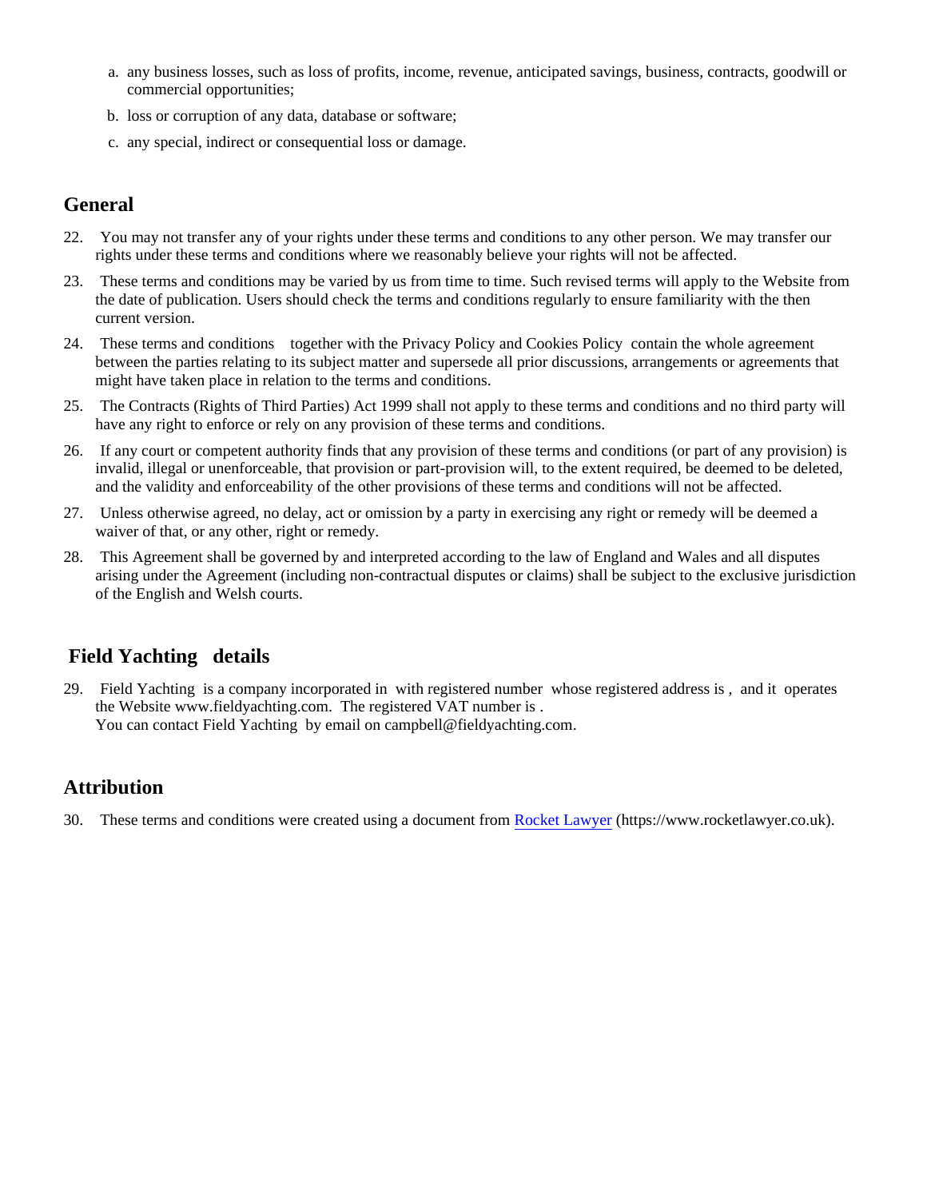a. any business losses, such as loss of profits, income, revenue, anticipated savings, business, contracts, goodwill or commercial opportunities;
b. loss or corruption of any data, database or software;
c. any special, indirect or consequential loss or damage.

## General

22. You may not transfer any of your rights under these terms and conditions to any other person. We may transfer our rights under these terms and conditions where we reasonably believe your rights will not be affected.

23. These terms and conditions may be varied by us from time to time. Such revised terms will apply to the Website from the date of publication. Users should check the terms and conditions regularly to ensure familiarity with the then current version.

24. These terms and conditions together with the Privacy Policy and Cookies Policy contain the whole agreement between the parties relating to its subject matter and supersede all prior discussions, arrangements or agreements that might have taken place in relation to the terms and conditions.

25. The Contracts (Rights of Third Parties) Act 1999 shall not apply to these terms and conditions and no third party will have any right to enforce or rely on any provision of these terms and conditions.

26. If any court or competent authority finds that any provision of these terms and conditions (or part of any provision) is invalid, illegal or unenforceable, that provision or part-provision will, to the extent required, be deemed to be deleted, and the validity and enforceability of the other provisions of these terms and conditions will not be affected.

27. Unless otherwise agreed, no delay, act or omission by a party in exercising any right or remedy will be deemed a waiver of that, or any other, right or remedy.

28. This Agreement shall be governed by and interpreted according to the law of England and Wales and all disputes arising under the Agreement (including non-contractual disputes or claims) shall be subject to the exclusive jurisdiction of the English and Welsh courts.

## Field Yachting details

29. Field Yachting is a company incorporated in with registered number whose registered address is , and it operates the Website www.fieldyachting.com. The registered VAT number is .
    You can contact Field Yachting by email on campbell@fieldyachting.com.

## Attribution

30. These terms and conditions were created using a document from Rocket Lawyer (https://www.rocketlawyer.co.uk).